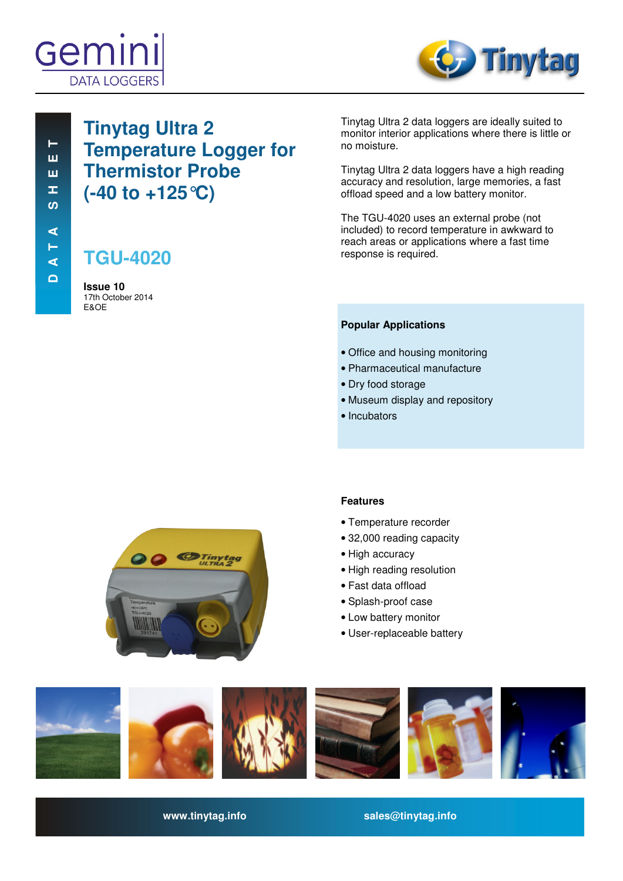DATA SHEET

# Tinytag Ultra 2 Temperature Logger for Thermistor Probe (-40 to +125 °C)

## TGU-4020

**Issue 10**
17th October 2014
E&OE

Tinytag Ultra 2 data loggers are ideally suited to monitor interior applications where there is little or no moisture.

Tinytag Ultra 2 data loggers have a high reading accuracy and resolution, large memories, a fast offload speed and a low battery monitor.

The TGU-4020 uses an external probe (not included) to record temperature in awkward to reach areas or applications where a fast time response is required.

### Popular Applications

- Office and housing monitoring
- Pharmaceutical manufacture
- Dry food storage
- Museum display and repository
- Incubators

### Features

- Temperature recorder
- 32,000 reading capacity
- High accuracy
- High reading resolution
- Fast data offload
- Splash-proof case
- Low battery monitor
- User-replaceable battery

www.tinytag.info    sales@tinytag.info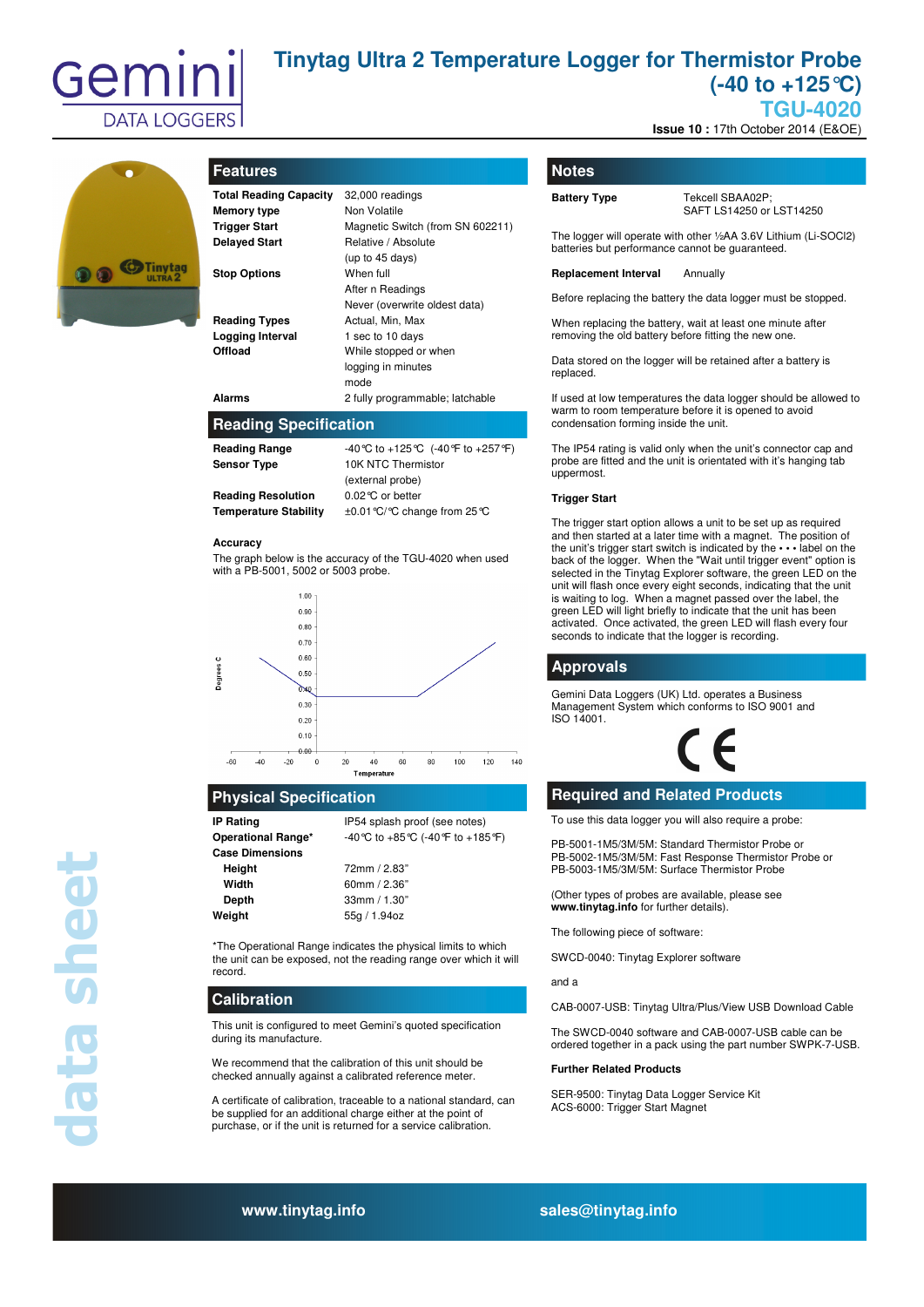# Tinytag Ultra 2 Temperature Logger for Thermistor Probe (-40 to +125℃)

## TGU-4020

**Issue 10 :** 17th October 2014 (E&OE)

## Features

| | |
|---|---|
| **Total Reading Capacity** | 32,000 readings |
| **Memory type** | Non Volatile |
| **Trigger Start** | Magnetic Switch (from SN 602211) |
| **Delayed Start** | Relative / Absolute (up to 45 days) |
| **Stop Options** | When full<br>After n Readings<br>Never (overwrite oldest data) |
| **Reading Types** | Actual, Min, Max |
| **Logging Interval** | 1 sec to 10 days |
| **Offload** | While stopped or when logging in minutes mode |
| **Alarms** | 2 fully programmable; latchable |

## Reading Specification

| | |
|---|---|
| **Reading Range** | -40℃ to +125℃ (-40℉ to +257℉) |
| **Sensor Type** | 10K NTC Thermistor (external probe) |
| **Reading Resolution** | 0.02℃ or better |
| **Temperature Stability** | ±0.01℃/℃ change from 25℃ |

**Accuracy**

The graph below is the accuracy of the TGU-4020 when used with a PB-5001, 5002 or 5003 probe.

Degrees C

1.00
0.90
0.80
0.70
0.60
0.50
0.40
0.30
0.20
0.10
0.00

-60 -40 -20 0 20 40 60 80 100 120 140

Temperature

## Physical Specification

| | |
|---|---|
| **IP Rating** | IP54 splash proof (see notes) |
| **Operational Range*** | -40℃ to +85℃ (-40℉ to +185℉) |
| **Case Dimensions** | |
| **Height** | 72mm / 2.83" |
| **Width** | 60mm / 2.36" |
| **Depth** | 33mm / 1.30" |
| **Weight** | 55g / 1.94oz |

*The Operational Range indicates the physical limits to which the unit can be exposed, not the reading range over which it will record.

## Calibration

This unit is configured to meet Gemini's quoted specification during its manufacture.

We recommend that the calibration of this unit should be checked annually against a calibrated reference meter.

A certificate of calibration, traceable to a national standard, can be supplied for an additional charge either at the point of purchase, or if the unit is returned for a service calibration.

## Notes

| | |
|---|---|
| **Battery Type** | Tekcell SBAA02P;<br>SAFT LS14250 or LST14250 |

The logger will operate with other ½AA 3.6V Lithium (Li-SOCl2) batteries but performance cannot be guaranteed.

| | |
|---|---|
| **Replacement Interval** | Annually |

Before replacing the battery the data logger must be stopped.

When replacing the battery, wait at least one minute after removing the old battery before fitting the new one.

Data stored on the logger will be retained after a battery is replaced.

If used at low temperatures the data logger should be allowed to warm to room temperature before it is opened to avoid condensation forming inside the unit.

The IP54 rating is valid only when the unit's connector cap and probe are fitted and the unit is orientated with it's hanging tab uppermost.

**Trigger Start**

The trigger start option allows a unit to be set up as required and then started at a later time with a magnet. The position of the unit's trigger start switch is indicated by the • • • label on the back of the logger. When the "Wait until trigger event" option is selected in the Tinytag Explorer software, the green LED on the unit will flash once every eight seconds, indicating that the unit is waiting to log. When a magnet passed over the label, the green LED will light briefly to indicate that the unit has been activated. Once activated, the green LED will flash every four seconds to indicate that the logger is recording.

## Approvals

Gemini Data Loggers (UK) Ltd. operates a Business Management System which conforms to ISO 9001 and ISO 14001.

CE

## Required and Related Products

To use this data logger you will also require a probe:

PB-5001-1M5/3M/5M: Standard Thermistor Probe or
PB-5002-1M5/3M/5M: Fast Response Thermistor Probe or
PB-5003-1M5/3M/5M: Surface Thermistor Probe

(Other types of probes are available, please see **www.tinytag.info** for further details).

The following piece of software:

SWCD-0040: Tinytag Explorer software

and a

CAB-0007-USB: Tinytag Ultra/Plus/View USB Download Cable

The SWCD-0040 software and CAB-0007-USB cable can be ordered together in a pack using the part number SWPK-7-USB.

**Further Related Products**

SER-9500: Tinytag Data Logger Service Kit
ACS-6000: Trigger Start Magnet

www.tinytag.info sales@tinytag.info